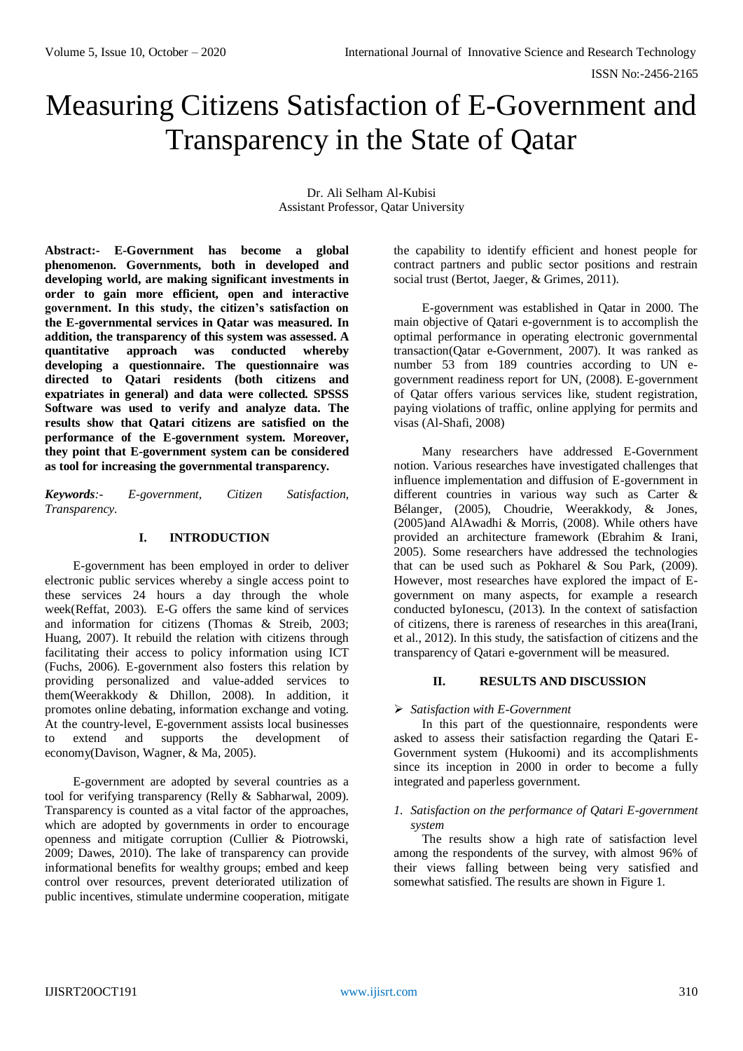# Measuring Citizens Satisfaction of E-Government and Transparency in the State of Qatar

Dr. Ali Selham Al-Kubisi
Assistant Professor, Qatar University

**Abstract:- E-Government has become a global phenomenon. Governments, both in developed and developing world, are making significant investments in order to gain more efficient, open and interactive government. In this study, the citizen's satisfaction on the E-governmental services in Qatar was measured. In addition, the transparency of this system was assessed. A quantitative approach was conducted whereby developing a questionnaire. The questionnaire was directed to Qatari residents (both citizens and expatriates in general) and data were collected. SPSSS Software was used to verify and analyze data. The results show that Qatari citizens are satisfied on the performance of the E-government system. Moreover, they point that E-government system can be considered as tool for increasing the governmental transparency.**

***Keywords**:- E-government, Citizen Satisfaction, Transparency.*

## I. INTRODUCTION

E-government has been employed in order to deliver electronic public services whereby a single access point to these services 24 hours a day through the whole week(Reffat, 2003). E-G offers the same kind of services and information for citizens (Thomas & Streib, 2003; Huang, 2007). It rebuild the relation with citizens through facilitating their access to policy information using ICT (Fuchs, 2006). E-government also fosters this relation by providing personalized and value-added services to them(Weerakkody & Dhillon, 2008). In addition, it promotes online debating, information exchange and voting. At the country-level, E-government assists local businesses to extend and supports the development of economy(Davison, Wagner, & Ma, 2005).

E-government are adopted by several countries as a tool for verifying transparency (Relly & Sabharwal, 2009). Transparency is counted as a vital factor of the approaches, which are adopted by governments in order to encourage openness and mitigate corruption (Cullier & Piotrowski, 2009; Dawes, 2010). The lake of transparency can provide informational benefits for wealthy groups; embed and keep control over resources, prevent deteriorated utilization of public incentives, stimulate undermine cooperation, mitigate the capability to identify efficient and honest people for contract partners and public sector positions and restrain social trust (Bertot, Jaeger, & Grimes, 2011).

E-government was established in Qatar in 2000. The main objective of Qatari e-government is to accomplish the optimal performance in operating electronic governmental transaction(Qatar e-Government, 2007). It was ranked as number 53 from 189 countries according to UN e-government readiness report for UN, (2008). E-government of Qatar offers various services like, student registration, paying violations of traffic, online applying for permits and visas (Al-Shafi, 2008)

Many researchers have addressed E-Government notion. Various researches have investigated challenges that influence implementation and diffusion of E-government in different countries in various way such as Carter & Bélanger, (2005), Choudrie, Weerakkody, & Jones, (2005)and AlAwadhi & Morris, (2008). While others have provided an architecture framework (Ebrahim & Irani, 2005). Some researchers have addressed the technologies that can be used such as Pokharel & Sou Park, (2009). However, most researches have explored the impact of E-government on many aspects, for example a research conducted byIonescu, (2013). In the context of satisfaction of citizens, there is rareness of researches in this area(Irani, et al., 2012). In this study, the satisfaction of citizens and the transparency of Qatari e-government will be measured.

## II. RESULTS AND DISCUSSION

- *Satisfaction with E-Government*

In this part of the questionnaire, respondents were asked to assess their satisfaction regarding the Qatari E-Government system (Hukoomi) and its accomplishments since its inception in 2000 in order to become a fully integrated and paperless government.

*1. Satisfaction on the performance of Qatari E-government system*

The results show a high rate of satisfaction level among the respondents of the survey, with almost 96% of their views falling between being very satisfied and somewhat satisfied. The results are shown in Figure 1.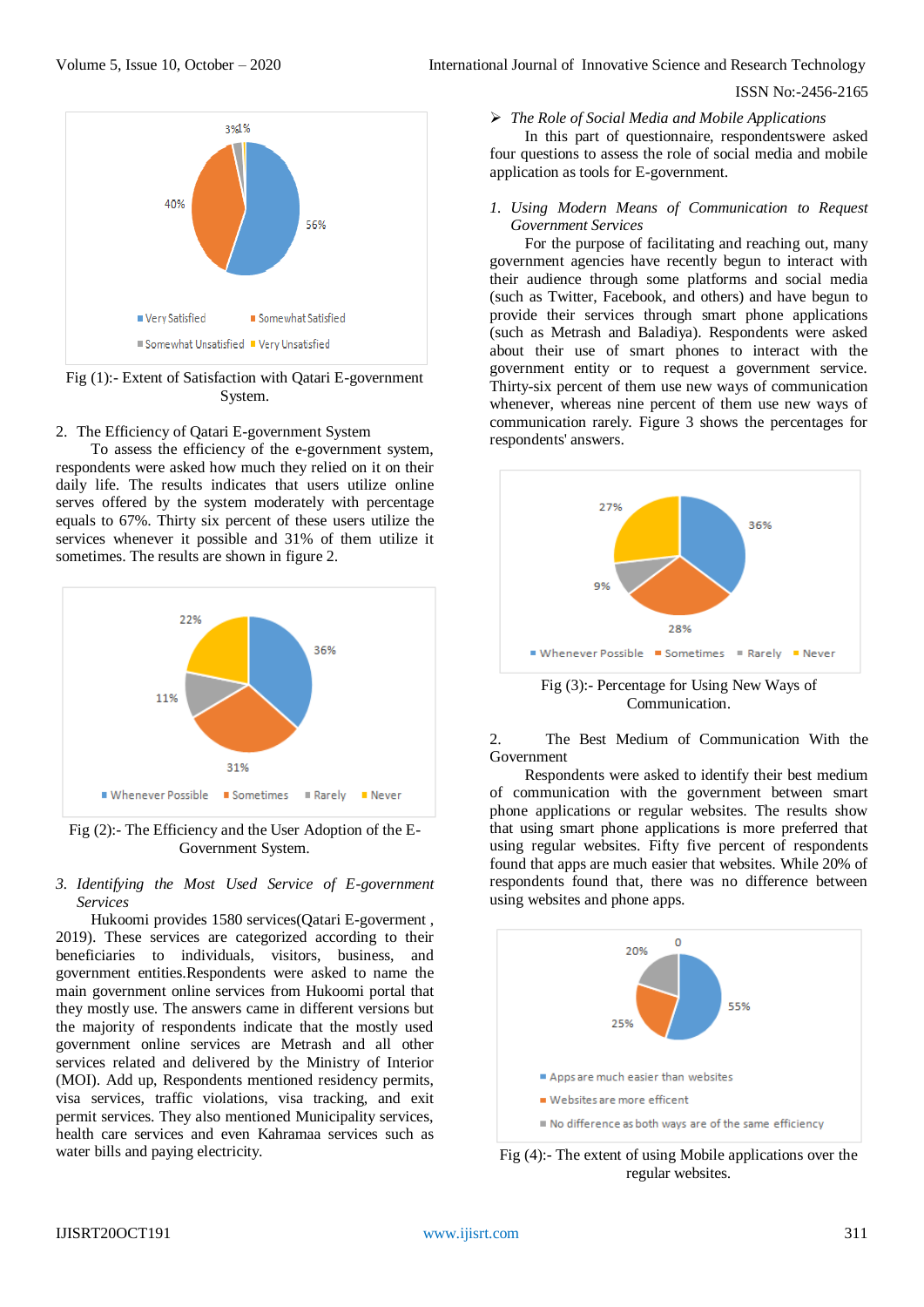Fig (1):- Extent of Satisfaction with Qatari E-government System.

2. The Efficiency of Qatari E-government System

To assess the efficiency of the e-government system, respondents were asked how much they relied on it on their daily life. The results indicates that users utilize online serves offered by the system moderately with percentage equals to 67%. Thirty six percent of these users utilize the services whenever it possible and 31% of them utilize it sometimes. The results are shown in figure 2.

Fig (2):- The Efficiency and the User Adoption of the E-Government System.

*3. Identifying the Most Used Service of E-government Services*

Hukoomi provides 1580 services(Qatari E-goverment , 2019). These services are categorized according to their beneficiaries to individuals, visitors, business, and government entities.Respondents were asked to name the main government online services from Hukoomi portal that they mostly use. The answers came in different versions but the majority of respondents indicate that the mostly used government online services are Metrash and all other services related and delivered by the Ministry of Interior (MOI). Add up, Respondents mentioned residency permits, visa services, traffic violations, visa tracking, and exit permit services. They also mentioned Municipality services, health care services and even Kahramaa services such as water bills and paying electricity.

➢ *The Role of Social Media and Mobile Applications*

In this part of questionnaire, respondentswere asked four questions to assess the role of social media and mobile application as tools for E-government.

*1. Using Modern Means of Communication to Request Government Services*

For the purpose of facilitating and reaching out, many government agencies have recently begun to interact with their audience through some platforms and social media (such as Twitter, Facebook, and others) and have begun to provide their services through smart phone applications (such as Metrash and Baladiya). Respondents were asked about their use of smart phones to interact with the government entity or to request a government service. Thirty-six percent of them use new ways of communication whenever, whereas nine percent of them use new ways of communication rarely. Figure 3 shows the percentages for respondents' answers.

Fig (3):- Percentage for Using New Ways of Communication.

2. The Best Medium of Communication With the Government

Respondents were asked to identify their best medium of communication with the government between smart phone applications or regular websites. The results show that using smart phone applications is more preferred that using regular websites. Fifty five percent of respondents found that apps are much easier that websites. While 20% of respondents found that, there was no difference between using websites and phone apps.

Fig (4):- The extent of using Mobile applications over the regular websites.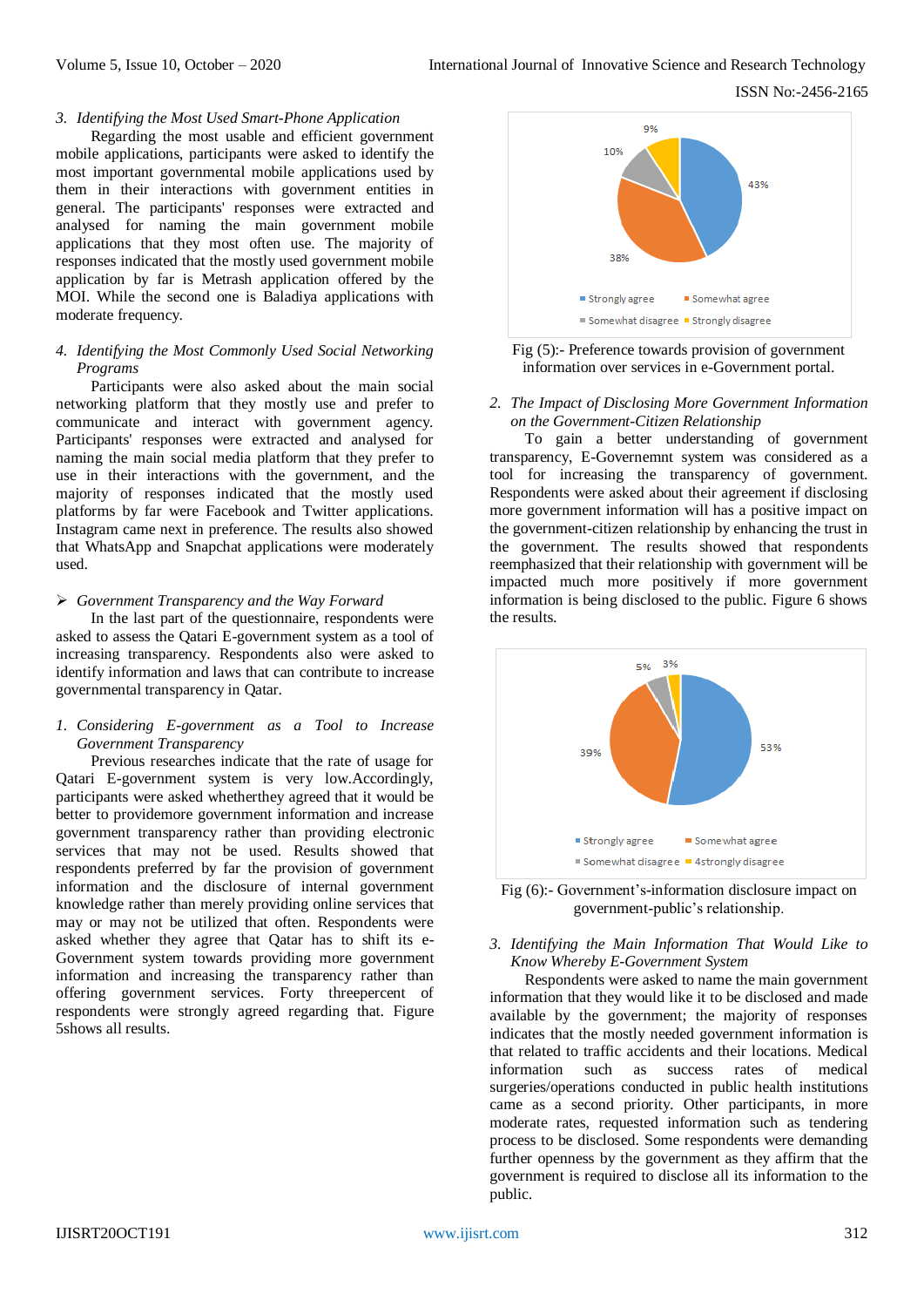*3. Identifying the Most Used Smart-Phone Application*

Regarding the most usable and efficient government mobile applications, participants were asked to identify the most important governmental mobile applications used by them in their interactions with government entities in general. The participants' responses were extracted and analysed for naming the main government mobile applications that they most often use. The majority of responses indicated that the mostly used government mobile application by far is Metrash application offered by the MOI. While the second one is Baladiya applications with moderate frequency.

*4. Identifying the Most Commonly Used Social Networking Programs*

Participants were also asked about the main social networking platform that they mostly use and prefer to communicate and interact with government agency. Participants' responses were extracted and analysed for naming the main social media platform that they prefer to use in their interactions with the government, and the majority of responses indicated that the mostly used platforms by far were Facebook and Twitter applications. Instagram came next in preference. The results also showed that WhatsApp and Snapchat applications were moderately used.

➢ *Government Transparency and the Way Forward*

In the last part of the questionnaire, respondents were asked to assess the Qatari E-government system as a tool of increasing transparency. Respondents also were asked to identify information and laws that can contribute to increase governmental transparency in Qatar.

*1. Considering E-government as a Tool to Increase Government Transparency*

Previous researches indicate that the rate of usage for Qatari E-government system is very low.Accordingly, participants were asked whetherthey agreed that it would be better to providemore government information and increase government transparency rather than providing electronic services that may not be used. Results showed that respondents preferred by far the provision of government information and the disclosure of internal government knowledge rather than merely providing online services that may or may not be utilized that often. Respondents were asked whether they agree that Qatar has to shift its e-Government system towards providing more government information and increasing the transparency rather than offering government services. Forty threepercent of respondents were strongly agreed regarding that. Figure 5shows all results.

Fig (5):- Preference towards provision of government information over services in e-Government portal.

*2. The Impact of Disclosing More Government Information on the Government-Citizen Relationship*

To gain a better understanding of government transparency, E-Governemnt system was considered as a tool for increasing the transparency of government. Respondents were asked about their agreement if disclosing more government information will has a positive impact on the government-citizen relationship by enhancing the trust in the government. The results showed that respondents reemphasized that their relationship with government will be impacted much more positively if more government information is being disclosed to the public. Figure 6 shows the results.

Fig (6):- Government's-information disclosure impact on government-public's relationship.

*3. Identifying the Main Information That Would Like to Know Whereby E-Government System*

Respondents were asked to name the main government information that they would like it to be disclosed and made available by the government; the majority of responses indicates that the mostly needed government information is that related to traffic accidents and their locations. Medical information such as success rates of medical surgeries/operations conducted in public health institutions came as a second priority. Other participants, in more moderate rates, requested information such as tendering process to be disclosed. Some respondents were demanding further openness by the government as they affirm that the government is required to disclose all its information to the public.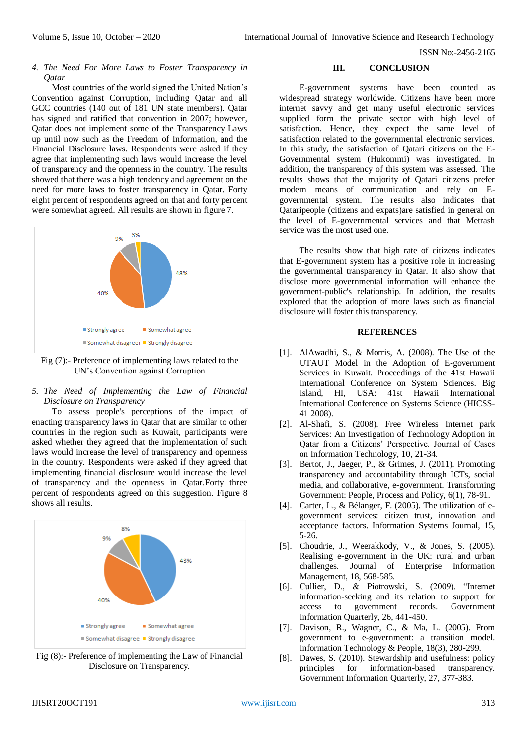*4. The Need For More Laws to Foster Transparency in Qatar*

Most countries of the world signed the United Nation's Convention against Corruption, including Qatar and all GCC countries (140 out of 181 UN state members). Qatar has signed and ratified that convention in 2007; however, Qatar does not implement some of the Transparency Laws up until now such as the Freedom of Information, and the Financial Disclosure laws. Respondents were asked if they agree that implementing such laws would increase the level of transparency and the openness in the country. The results showed that there was a high tendency and agreement on the need for more laws to foster transparency in Qatar. Forty eight percent of respondents agreed on that and forty percent were somewhat agreed. All results are shown in figure 7.

Fig (7):- Preference of implementing laws related to the UN's Convention against Corruption

*5. The Need of Implementing the Law of Financial Disclosure on Transparency*

To assess people's perceptions of the impact of enacting transparency laws in Qatar that are similar to other countries in the region such as Kuwait, participants were asked whether they agreed that the implementation of such laws would increase the level of transparency and openness in the country. Respondents were asked if they agreed that implementing financial disclosure would increase the level of transparency and the openness in Qatar.Forty three percent of respondents agreed on this suggestion. Figure 8 shows all results.

Fig (8):- Preference of implementing the Law of Financial Disclosure on Transparency.

## III. CONCLUSION

E-government systems have been counted as widespread strategy worldwide. Citizens have been more internet savvy and get many useful electronic services supplied form the private sector with high level of satisfaction. Hence, they expect the same level of satisfaction related to the governmental electronic services. In this study, the satisfaction of Qatari citizens on the E-Governmental system (Hukommi) was investigated. In addition, the transparency of this system was assessed. The results shows that the majority of Qatari citizens prefer modern means of communication and rely on E-governmental system. The results also indicates that Qataripeople (citizens and expats)are satisfied in general on the level of E-governmental services and that Metrash service was the most used one.

The results show that high rate of citizens indicates that E-government system has a positive role in increasing the governmental transparency in Qatar. It also show that disclose more government information will enhance the government-public's relationship. In addition, the results explored that the adoption of more laws such as financial disclosure will foster this transparency.

## REFERENCES

[1]. AlAwadhi, S., & Morris, A. (2008). The Use of the UTAUT Model in the Adoption of E-government Services in Kuwait. Proceedings of the 41st Hawaii International Conference on System Sciences. Big Island, HI, USA: 41st Hawaii International International Conference on Systems Science (HICSS-41 2008).

[2]. Al-Shafi, S. (2008). Free Wireless Internet park Services: An Investigation of Technology Adoption in Qatar from a Citizens' Perspective. Journal of Cases on Information Technology, 10, 21-34.

[3]. Bertot, J., Jaeger, P., & Grimes, J. (2011). Promoting transparency and accountability through ICTs, social media, and collaborative, e-government. Transforming Government: People, Process and Policy, 6(1), 78-91.

[4]. Carter, L., & Bélanger, F. (2005). The utilization of e-government services: citizen trust, innovation and acceptance factors. Information Systems Journal, 15, 5-26.

[5]. Choudrie, J., Weerakkody, V., & Jones, S. (2005). Realising e-government in the UK: rural and urban challenges. Journal of Enterprise Information Management, 18, 568-585.

[6]. Cullier, D., & Piotrowski, S. (2009). "Internet information-seeking and its relation to support for access to government records. Government Information Quarterly, 26, 441-450.

[7]. Davison, R., Wagner, C., & Ma, L. (2005). From government to e-government: a transition model. Information Technology & People, 18(3), 280-299.

[8]. Dawes, S. (2010). Stewardship and usefulness: policy principles for information-based transparency. Government Information Quarterly, 27, 377-383.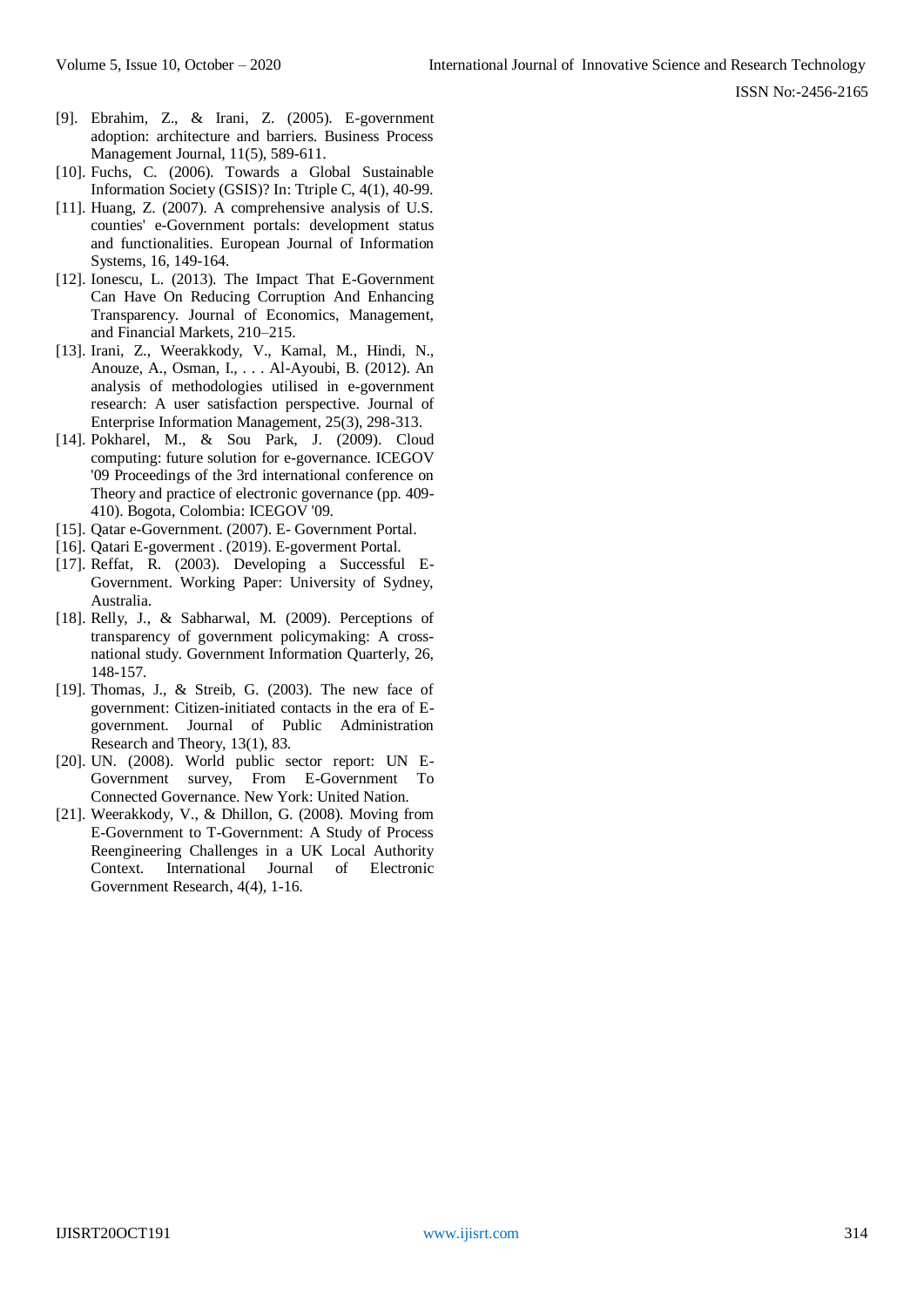[9]. Ebrahim, Z., & Irani, Z. (2005). E-government adoption: architecture and barriers. Business Process Management Journal, 11(5), 589-611.

[10]. Fuchs, C. (2006). Towards a Global Sustainable Information Society (GSIS)? In: Ttriple C, 4(1), 40-99.

[11]. Huang, Z. (2007). A comprehensive analysis of U.S. counties' e-Government portals: development status and functionalities. European Journal of Information Systems, 16, 149-164.

[12]. Ionescu, L. (2013). The Impact That E-Government Can Have On Reducing Corruption And Enhancing Transparency. Journal of Economics, Management, and Financial Markets, 210–215.

[13]. Irani, Z., Weerakkody, V., Kamal, M., Hindi, N., Anouze, A., Osman, I., . . . Al-Ayoubi, B. (2012). An analysis of methodologies utilised in e-government research: A user satisfaction perspective. Journal of Enterprise Information Management, 25(3), 298-313.

[14]. Pokharel, M., & Sou Park, J. (2009). Cloud computing: future solution for e-governance. ICEGOV '09 Proceedings of the 3rd international conference on Theory and practice of electronic governance (pp. 409-410). Bogota, Colombia: ICEGOV '09.

[15]. Qatar e-Government. (2007). E- Government Portal.

[16]. Qatari E-goverment . (2019). E-goverment Portal.

[17]. Reffat, R. (2003). Developing a Successful E-Government. Working Paper: University of Sydney, Australia.

[18]. Relly, J., & Sabharwal, M. (2009). Perceptions of transparency of government policymaking: A cross-national study. Government Information Quarterly, 26, 148-157.

[19]. Thomas, J., & Streib, G. (2003). The new face of government: Citizen-initiated contacts in the era of E-government. Journal of Public Administration Research and Theory, 13(1), 83.

[20]. UN. (2008). World public sector report: UN E-Government survey, From E-Government To Connected Governance. New York: United Nation.

[21]. Weerakkody, V., & Dhillon, G. (2008). Moving from E-Government to T-Government: A Study of Process Reengineering Challenges in a UK Local Authority Context. International Journal of Electronic Government Research, 4(4), 1-16.